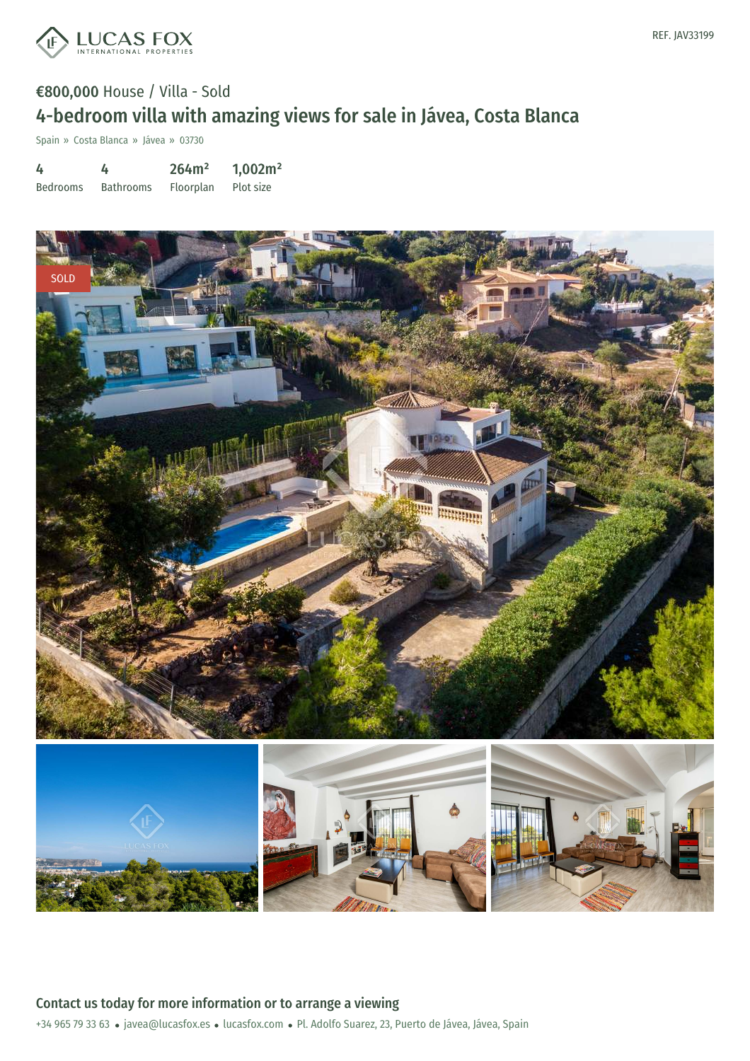REF. JAV33199

€800,000 House / Villa - Sold

# 4-bedroom villa with amazing views for sale in Jávea, Costa Blanca

Spain » Costa Blanca » Jávea » 03730

| 4 | 4 | 264m² | 1,002m² |
|---|---|---|---|
| Bedrooms | Bathrooms | Floorplan | Plot size |

SOLD

## Contact us today for more information or to arrange a viewing

+34 965 79 33 63 • javea@lucasfox.es • lucasfox.com • Pl. Adolfo Suarez, 23, Puerto de Jávea, Jávea, Spain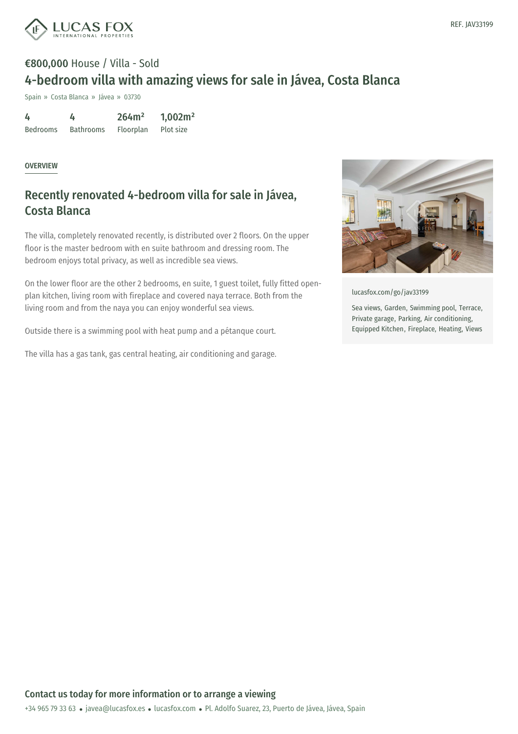REF. JAV33199

**€800,000** House / Villa - Sold

# 4-bedroom villa with amazing views for sale in Jávea, Costa Blanca

Spain » Costa Blanca » Jávea » 03730

| 4 | 4 | 264m² | 1,002m² |
|---|---|---|---|
| Bedrooms | Bathrooms | Floorplan | Plot size |

OVERVIEW

## Recently renovated 4-bedroom villa for sale in Jávea, Costa Blanca

The villa, completely renovated recently, is distributed over 2 floors. On the upper floor is the master bedroom with en suite bathroom and dressing room. The bedroom enjoys total privacy, as well as incredible sea views.

On the lower floor are the other 2 bedrooms, en suite, 1 guest toilet, fully fitted open-plan kitchen, living room with fireplace and covered naya terrace. Both from the living room and from the naya you can enjoy wonderful sea views.

Outside there is a swimming pool with heat pump and a pétanque court.

The villa has a gas tank, gas central heating, air conditioning and garage.

lucasfox.com/go/jav33199

Sea views, Garden, Swimming pool, Terrace, Private garage, Parking, Air conditioning, Equipped Kitchen, Fireplace, Heating, Views

**Contact us today for more information or to arrange a viewing**

+34 965 79 33 63 • javea@lucasfox.es • lucasfox.com • Pl. Adolfo Suarez, 23, Puerto de Jávea, Jávea, Spain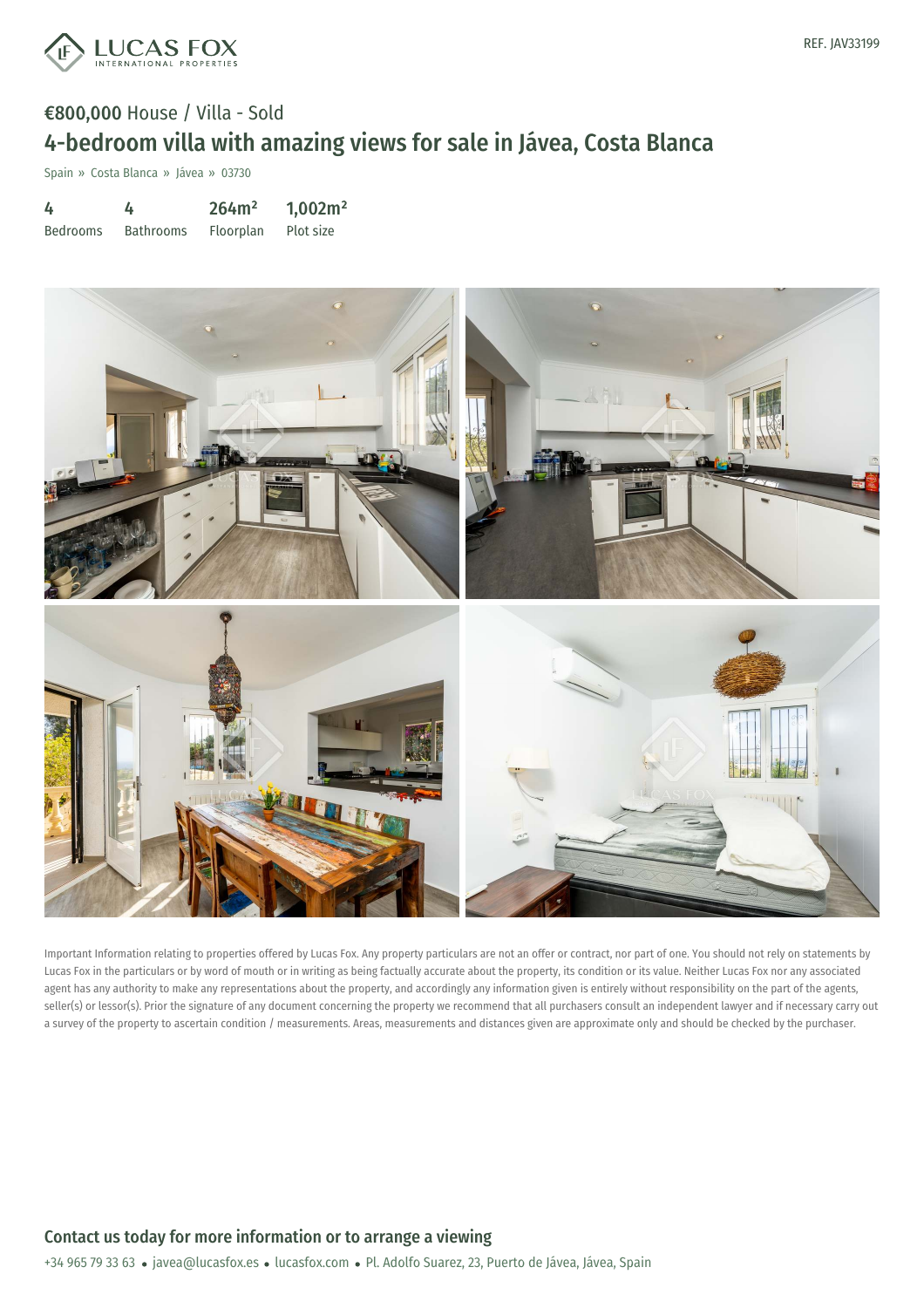REF. JAV33199

**€800,000** House / Villa - Sold

# 4-bedroom villa with amazing views for sale in Jávea, Costa Blanca

Spain » Costa Blanca » Jávea » 03730

| 4 | 4 | 264m² | 1,002m² |
|---|---|---|---|
| Bedrooms | Bathrooms | Floorplan | Plot size |

Important Information relating to properties offered by Lucas Fox. Any property particulars are not an offer or contract, nor part of one. You should not rely on statements by Lucas Fox in the particulars or by word of mouth or in writing as being factually accurate about the property, its condition or its value. Neither Lucas Fox nor any associated agent has any authority to make any representations about the property, and accordingly any information given is entirely without responsibility on the part of the agents, seller(s) or lessor(s). Prior the signature of any document concerning the property we recommend that all purchasers consult an independent lawyer and if necessary carry out a survey of the property to ascertain condition / measurements. Areas, measurements and distances given are approximate only and should be checked by the purchaser.

## Contact us today for more information or to arrange a viewing

+34 965 79 33 63 • javea@lucasfox.es • lucasfox.com • Pl. Adolfo Suarez, 23, Puerto de Jávea, Jávea, Spain